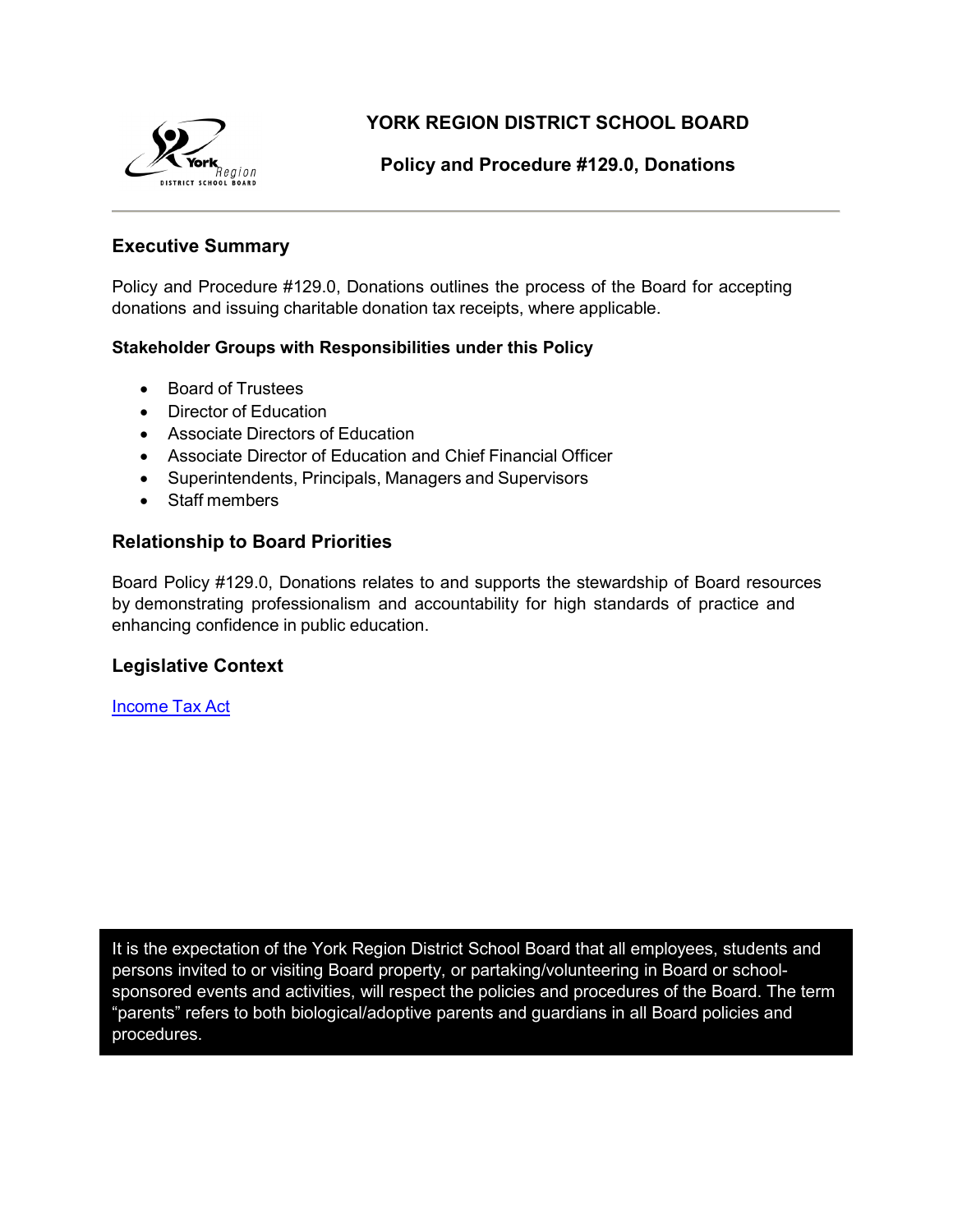# YORK REGION DISTRICT SCHOOL BOARD

## Policy and Procedure #129.0, Donations

---

## Executive Summary

Policy and Procedure #129.0, Donations outlines the process of the Board for accepting donations and issuing charitable donation tax receipts, where applicable.

### Stakeholder Groups with Responsibilities under this Policy

- Board of Trustees
- Director of Education
- Associate Directors of Education
- Associate Director of Education and Chief Financial Officer
- Superintendents, Principals, Managers and Supervisors
- Staff members

## Relationship to Board Priorities

Board Policy #129.0, Donations relates to and supports the stewardship of Board resources by demonstrating professionalism and accountability for high standards of practice and enhancing confidence in public education.

## Legislative Context

Income Tax Act

It is the expectation of the York Region District School Board that all employees, students and persons invited to or visiting Board property, or partaking/volunteering in Board or school-sponsored events and activities, will respect the policies and procedures of the Board. The term "parents" refers to both biological/adoptive parents and guardians in all Board policies and procedures.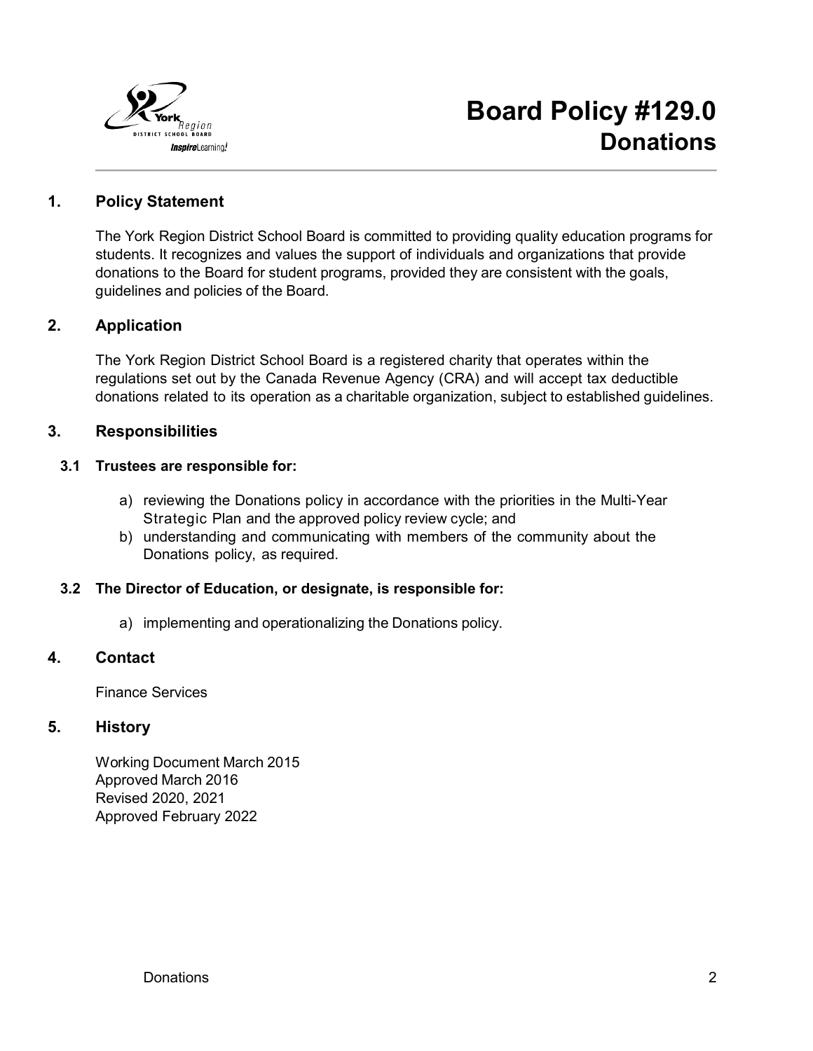# Board Policy #129.0
## Donations

### 1. Policy Statement

The York Region District School Board is committed to providing quality education programs for students. It recognizes and values the support of individuals and organizations that provide donations to the Board for student programs, provided they are consistent with the goals, guidelines and policies of the Board.

### 2. Application

The York Region District School Board is a registered charity that operates within the regulations set out by the Canada Revenue Agency (CRA) and will accept tax deductible donations related to its operation as a charitable organization, subject to established guidelines.

### 3. Responsibilities

#### 3.1 Trustees are responsible for:

a) reviewing the Donations policy in accordance with the priorities in the Multi-Year Strategic Plan and the approved policy review cycle; and
b) understanding and communicating with members of the community about the Donations policy, as required.

#### 3.2 The Director of Education, or designate, is responsible for:

a) implementing and operationalizing the Donations policy.

### 4. Contact

Finance Services

### 5. History

Working Document March 2015
Approved March 2016
Revised 2020, 2021
Approved February 2022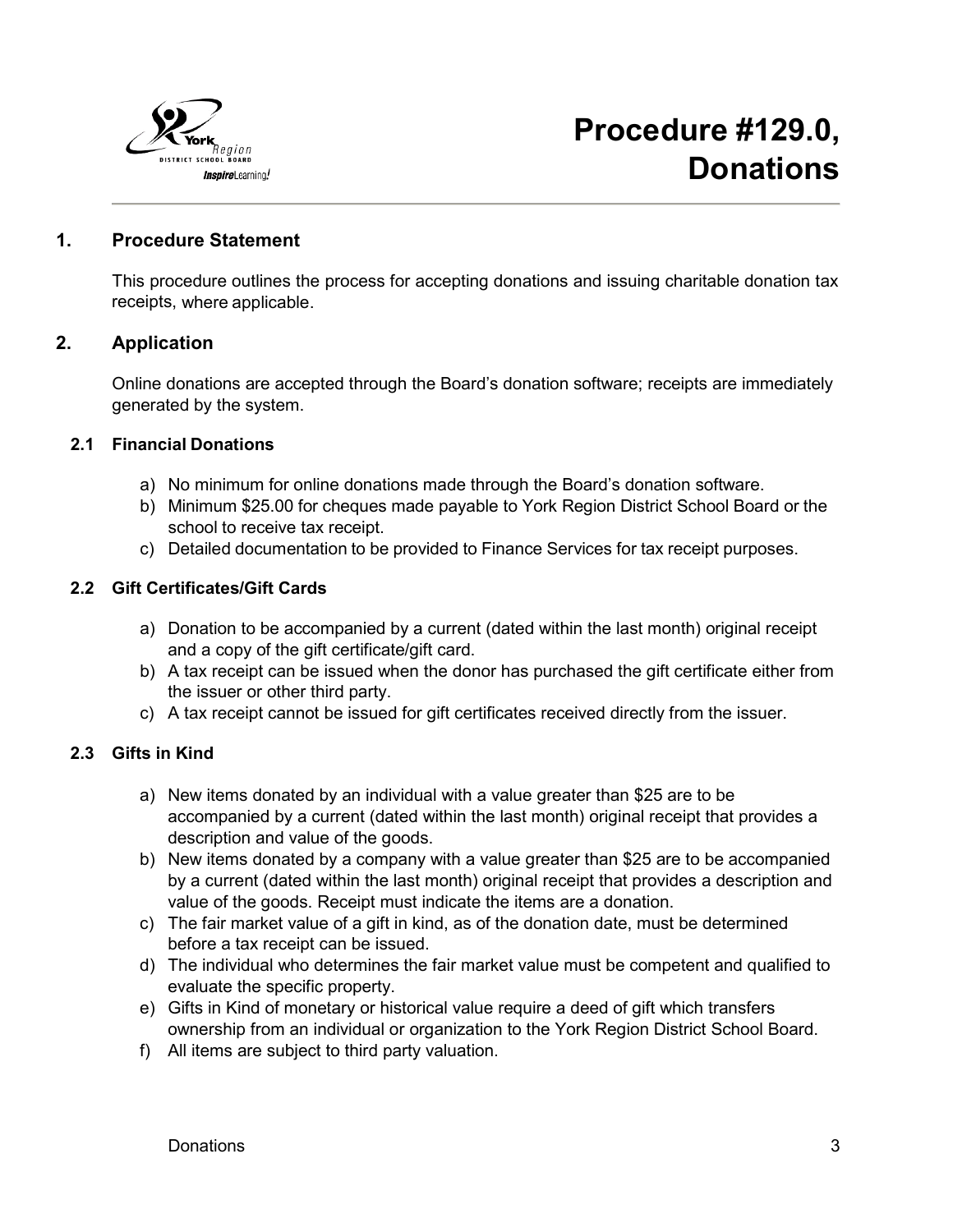# Procedure #129.0, Donations

## 1. Procedure Statement

This procedure outlines the process for accepting donations and issuing charitable donation tax receipts, where applicable.

## 2. Application

Online donations are accepted through the Board's donation software; receipts are immediately generated by the system.

### 2.1 Financial Donations

a) No minimum for online donations made through the Board's donation software.
b) Minimum $25.00 for cheques made payable to York Region District School Board or the school to receive tax receipt.
c) Detailed documentation to be provided to Finance Services for tax receipt purposes.

### 2.2 Gift Certificates/Gift Cards

a) Donation to be accompanied by a current (dated within the last month) original receipt and a copy of the gift certificate/gift card.
b) A tax receipt can be issued when the donor has purchased the gift certificate either from the issuer or other third party.
c) A tax receipt cannot be issued for gift certificates received directly from the issuer.

### 2.3 Gifts in Kind

a) New items donated by an individual with a value greater than $25 are to be accompanied by a current (dated within the last month) original receipt that provides a description and value of the goods.
b) New items donated by a company with a value greater than $25 are to be accompanied by a current (dated within the last month) original receipt that provides a description and value of the goods. Receipt must indicate the items are a donation.
c) The fair market value of a gift in kind, as of the donation date, must be determined before a tax receipt can be issued.
d) The individual who determines the fair market value must be competent and qualified to evaluate the specific property.
e) Gifts in Kind of monetary or historical value require a deed of gift which transfers ownership from an individual or organization to the York Region District School Board.
f) All items are subject to third party valuation.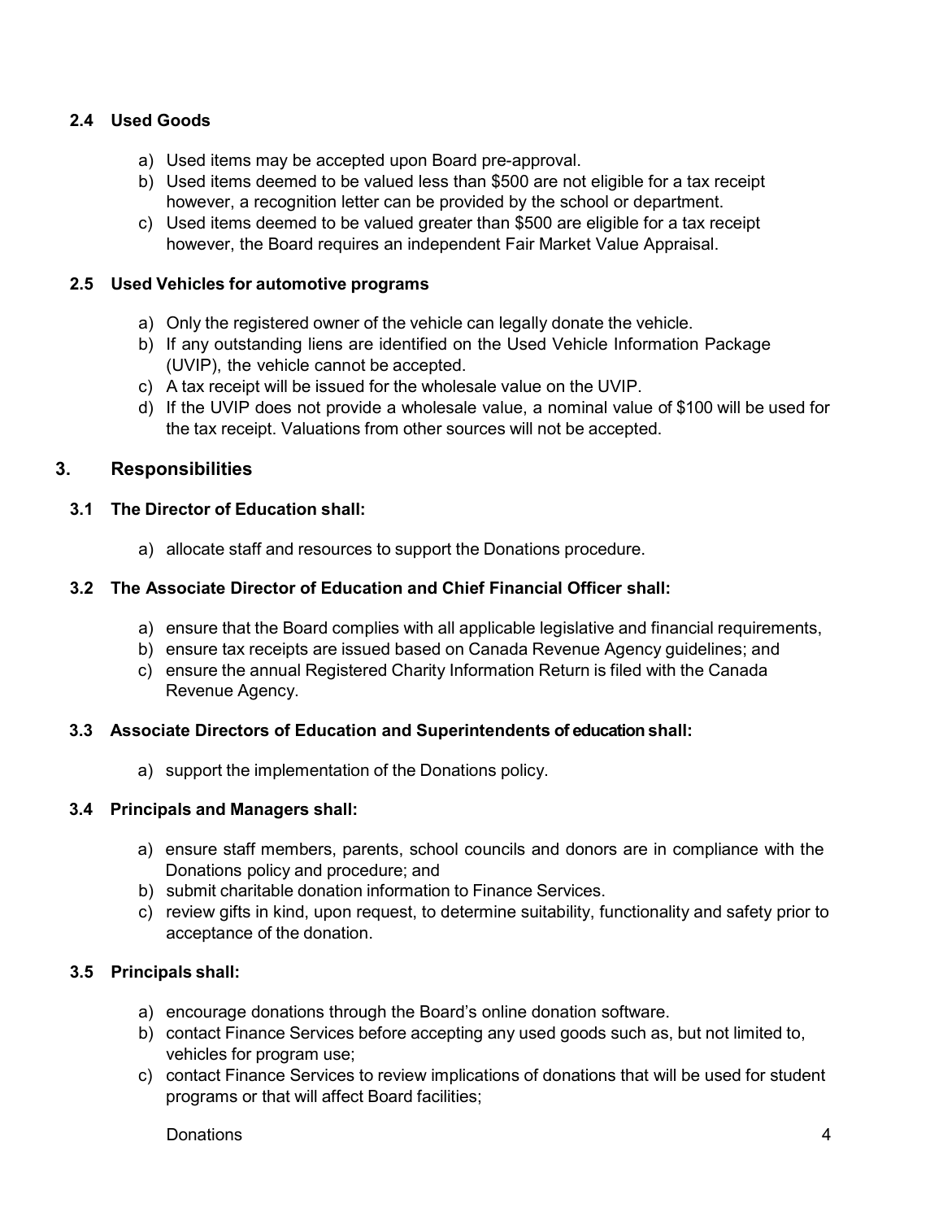### 2.4 Used Goods

a) Used items may be accepted upon Board pre-approval.
b) Used items deemed to be valued less than $500 are not eligible for a tax receipt however, a recognition letter can be provided by the school or department.
c) Used items deemed to be valued greater than $500 are eligible for a tax receipt however, the Board requires an independent Fair Market Value Appraisal.

### 2.5 Used Vehicles for automotive programs

a) Only the registered owner of the vehicle can legally donate the vehicle.
b) If any outstanding liens are identified on the Used Vehicle Information Package (UVIP), the vehicle cannot be accepted.
c) A tax receipt will be issued for the wholesale value on the UVIP.
d) If the UVIP does not provide a wholesale value, a nominal value of $100 will be used for the tax receipt. Valuations from other sources will not be accepted.

## 3. Responsibilities

### 3.1 The Director of Education shall:

a) allocate staff and resources to support the Donations procedure.

### 3.2 The Associate Director of Education and Chief Financial Officer shall:

a) ensure that the Board complies with all applicable legislative and financial requirements,
b) ensure tax receipts are issued based on Canada Revenue Agency guidelines; and
c) ensure the annual Registered Charity Information Return is filed with the Canada Revenue Agency.

### 3.3 Associate Directors of Education and Superintendents of education shall:

a) support the implementation of the Donations policy.

### 3.4 Principals and Managers shall:

a) ensure staff members, parents, school councils and donors are in compliance with the Donations policy and procedure; and
b) submit charitable donation information to Finance Services.
c) review gifts in kind, upon request, to determine suitability, functionality and safety prior to acceptance of the donation.

### 3.5 Principals shall:

a) encourage donations through the Board's online donation software.
b) contact Finance Services before accepting any used goods such as, but not limited to, vehicles for program use;
c) contact Finance Services to review implications of donations that will be used for student programs or that will affect Board facilities;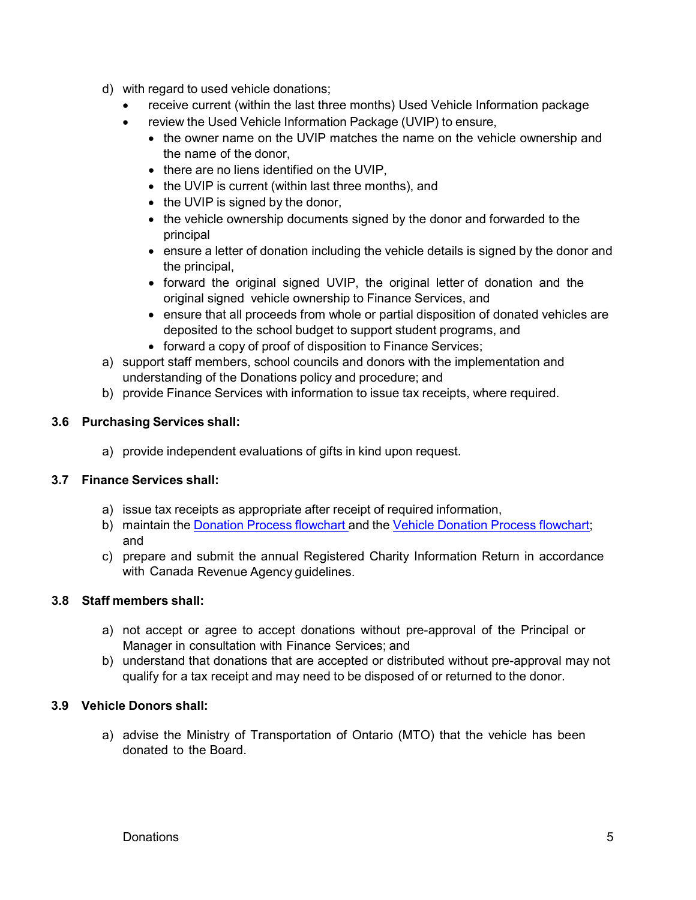d) with regard to used vehicle donations;
   - receive current (within the last three months) Used Vehicle Information package
   - review the Used Vehicle Information Package (UVIP) to ensure,
     - the owner name on the UVIP matches the name on the vehicle ownership and the name of the donor,
     - there are no liens identified on the UVIP,
     - the UVIP is current (within last three months), and
     - the UVIP is signed by the donor,
     - the vehicle ownership documents signed by the donor and forwarded to the principal
     - ensure a letter of donation including the vehicle details is signed by the donor and the principal,
     - forward the original signed UVIP, the original letter of donation and the original signed vehicle ownership to Finance Services, and
     - ensure that all proceeds from whole or partial disposition of donated vehicles are deposited to the school budget to support student programs, and
     - forward a copy of proof of disposition to Finance Services;

a) support staff members, school councils and donors with the implementation and understanding of the Donations policy and procedure; and
b) provide Finance Services with information to issue tax receipts, where required.

### 3.6 Purchasing Services shall:

a) provide independent evaluations of gifts in kind upon request.

### 3.7 Finance Services shall:

a) issue tax receipts as appropriate after receipt of required information,
b) maintain the Donation Process flowchart and the Vehicle Donation Process flowchart; and
c) prepare and submit the annual Registered Charity Information Return in accordance with Canada Revenue Agency guidelines.

### 3.8 Staff members shall:

a) not accept or agree to accept donations without pre-approval of the Principal or Manager in consultation with Finance Services; and
b) understand that donations that are accepted or distributed without pre-approval may not qualify for a tax receipt and may need to be disposed of or returned to the donor.

### 3.9 Vehicle Donors shall:

a) advise the Ministry of Transportation of Ontario (MTO) that the vehicle has been donated to the Board.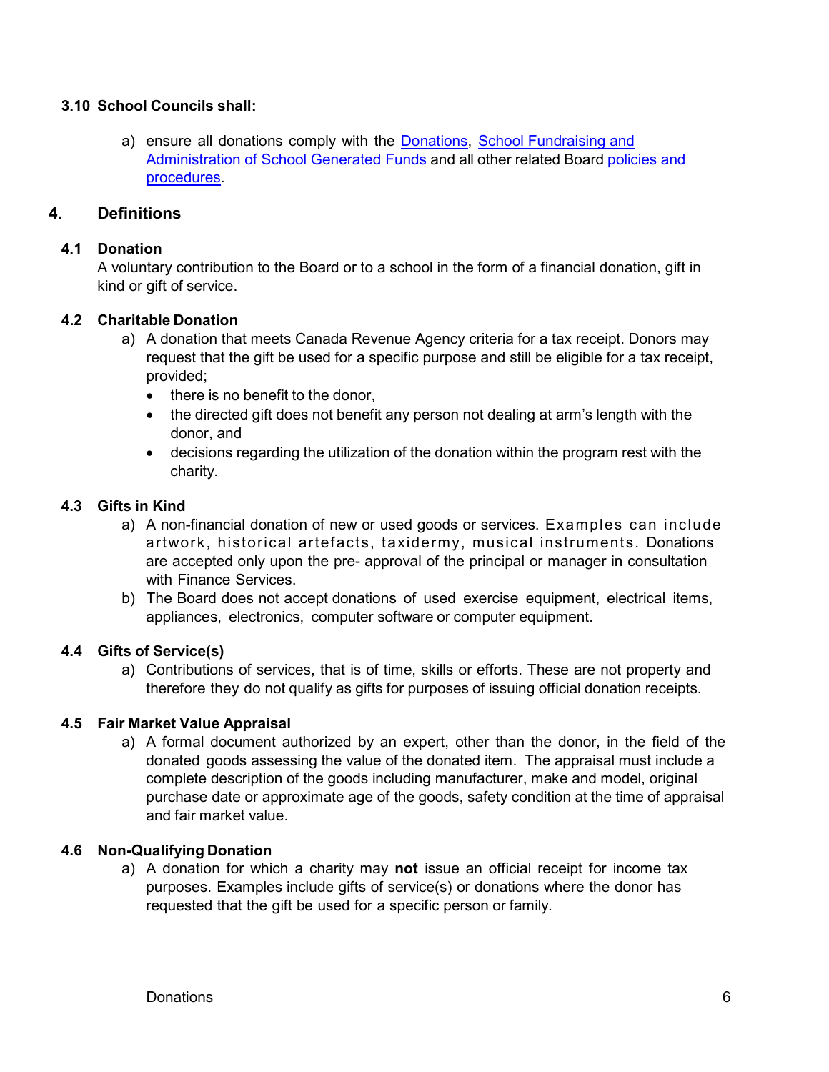### 3.10 School Councils shall:

a) ensure all donations comply with the Donations, School Fundraising and Administration of School Generated Funds and all other related Board policies and procedures.

## 4. Definitions

### 4.1 Donation

A voluntary contribution to the Board or to a school in the form of a financial donation, gift in kind or gift of service.

### 4.2 Charitable Donation

a) A donation that meets Canada Revenue Agency criteria for a tax receipt. Donors may request that the gift be used for a specific purpose and still be eligible for a tax receipt, provided;
   - there is no benefit to the donor,
   - the directed gift does not benefit any person not dealing at arm's length with the donor, and
   - decisions regarding the utilization of the donation within the program rest with the charity.

### 4.3 Gifts in Kind

a) A non-financial donation of new or used goods or services. Examples can include artwork, historical artefacts, taxidermy, musical instruments. Donations are accepted only upon the pre- approval of the principal or manager in consultation with Finance Services.

b) The Board does not accept donations of used exercise equipment, electrical items, appliances, electronics, computer software or computer equipment.

### 4.4 Gifts of Service(s)

a) Contributions of services, that is of time, skills or efforts. These are not property and therefore they do not qualify as gifts for purposes of issuing official donation receipts.

### 4.5 Fair Market Value Appraisal

a) A formal document authorized by an expert, other than the donor, in the field of the donated goods assessing the value of the donated item. The appraisal must include a complete description of the goods including manufacturer, make and model, original purchase date or approximate age of the goods, safety condition at the time of appraisal and fair market value.

### 4.6 Non-Qualifying Donation

a) A donation for which a charity may **not** issue an official receipt for income tax purposes. Examples include gifts of service(s) or donations where the donor has requested that the gift be used for a specific person or family.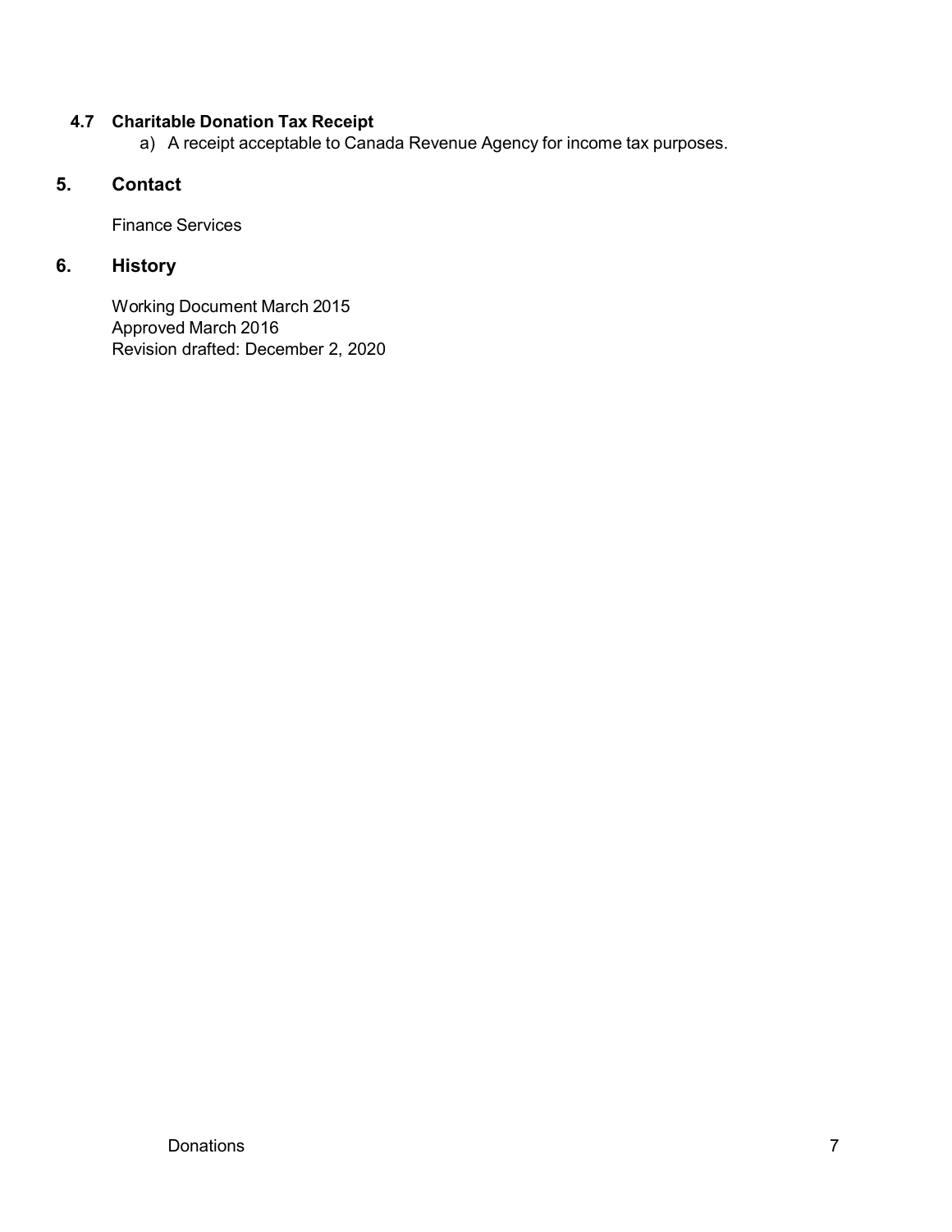### 4.7 Charitable Donation Tax Receipt

a) A receipt acceptable to Canada Revenue Agency for income tax purposes.

## 5. Contact

Finance Services

## 6. History

Working Document March 2015
Approved March 2016
Revision drafted: December 2, 2020